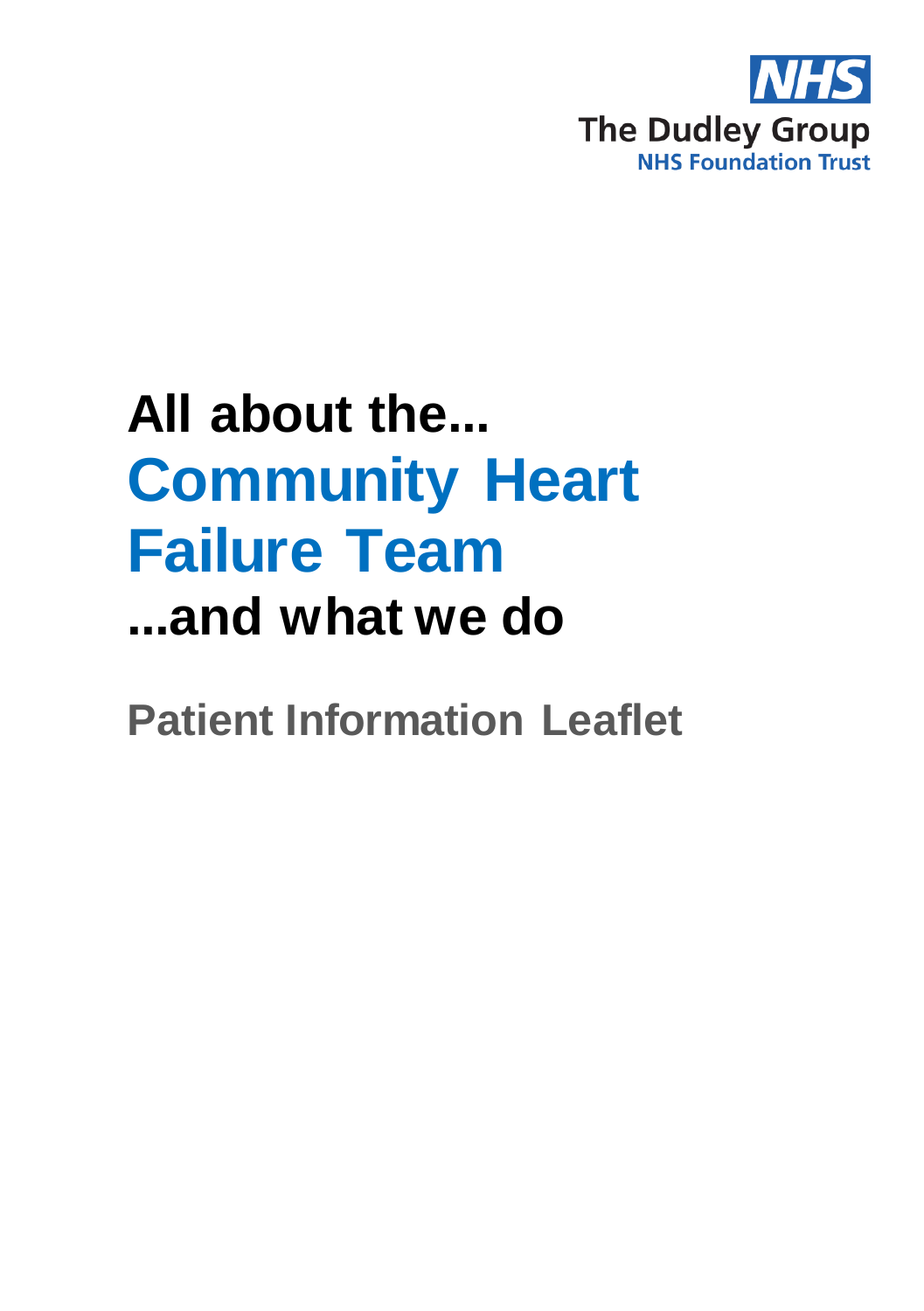The Dudley Group
NHS Foundation Trust

# All about the...
# Community Heart Failure Team
# ...and what we do

## Patient Information Leaflet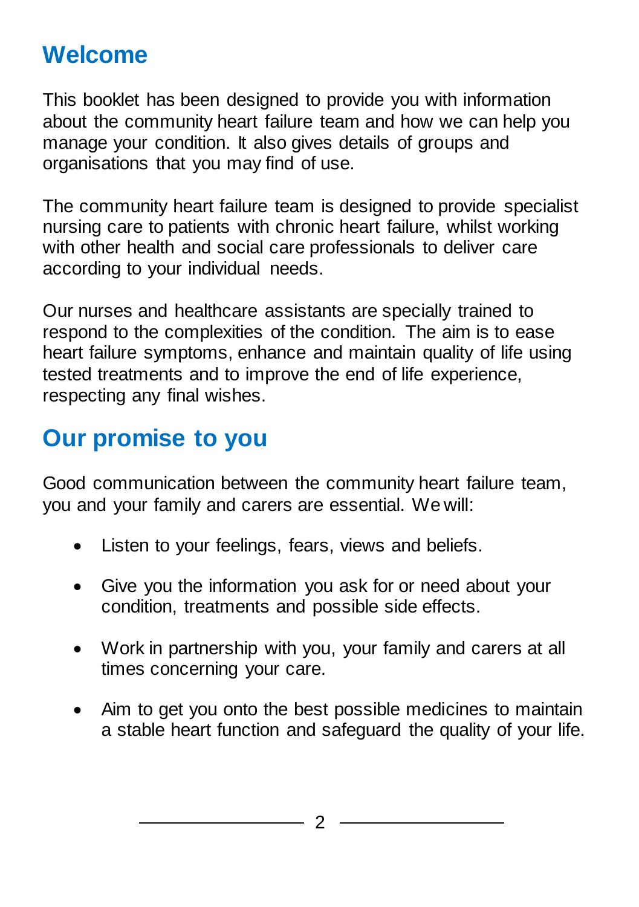## Welcome

This booklet has been designed to provide you with information about the community heart failure team and how we can help you manage your condition. It also gives details of groups and organisations that you may find of use.

The community heart failure team is designed to provide specialist nursing care to patients with chronic heart failure, whilst working with other health and social care professionals to deliver care according to your individual needs.

Our nurses and healthcare assistants are specially trained to respond to the complexities of the condition. The aim is to ease heart failure symptoms, enhance and maintain quality of life using tested treatments and to improve the end of life experience, respecting any final wishes.

## Our promise to you

Good communication between the community heart failure team, you and your family and carers are essential. We will:

- Listen to your feelings, fears, views and beliefs.
- Give you the information you ask for or need about your condition, treatments and possible side effects.
- Work in partnership with you, your family and carers at all times concerning your care.
- Aim to get you onto the best possible medicines to maintain a stable heart function and safeguard the quality of your life.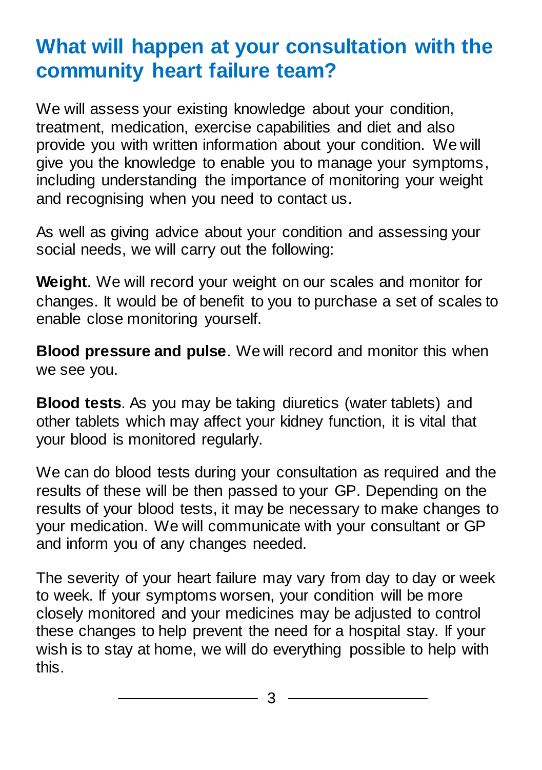## What will happen at your consultation with the community heart failure team?

We will assess your existing knowledge about your condition, treatment, medication, exercise capabilities and diet and also provide you with written information about your condition. We will give you the knowledge to enable you to manage your symptoms, including understanding the importance of monitoring your weight and recognising when you need to contact us.

As well as giving advice about your condition and assessing your social needs, we will carry out the following:

**Weight**. We will record your weight on our scales and monitor for changes. It would be of benefit to you to purchase a set of scales to enable close monitoring yourself.

**Blood pressure and pulse**. We will record and monitor this when we see you.

**Blood tests**. As you may be taking diuretics (water tablets) and other tablets which may affect your kidney function, it is vital that your blood is monitored regularly.

We can do blood tests during your consultation as required and the results of these will be then passed to your GP. Depending on the results of your blood tests, it may be necessary to make changes to your medication. We will communicate with your consultant or GP and inform you of any changes needed.

The severity of your heart failure may vary from day to day or week to week. If your symptoms worsen, your condition will be more closely monitored and your medicines may be adjusted to control these changes to help prevent the need for a hospital stay. If your wish is to stay at home, we will do everything possible to help with this.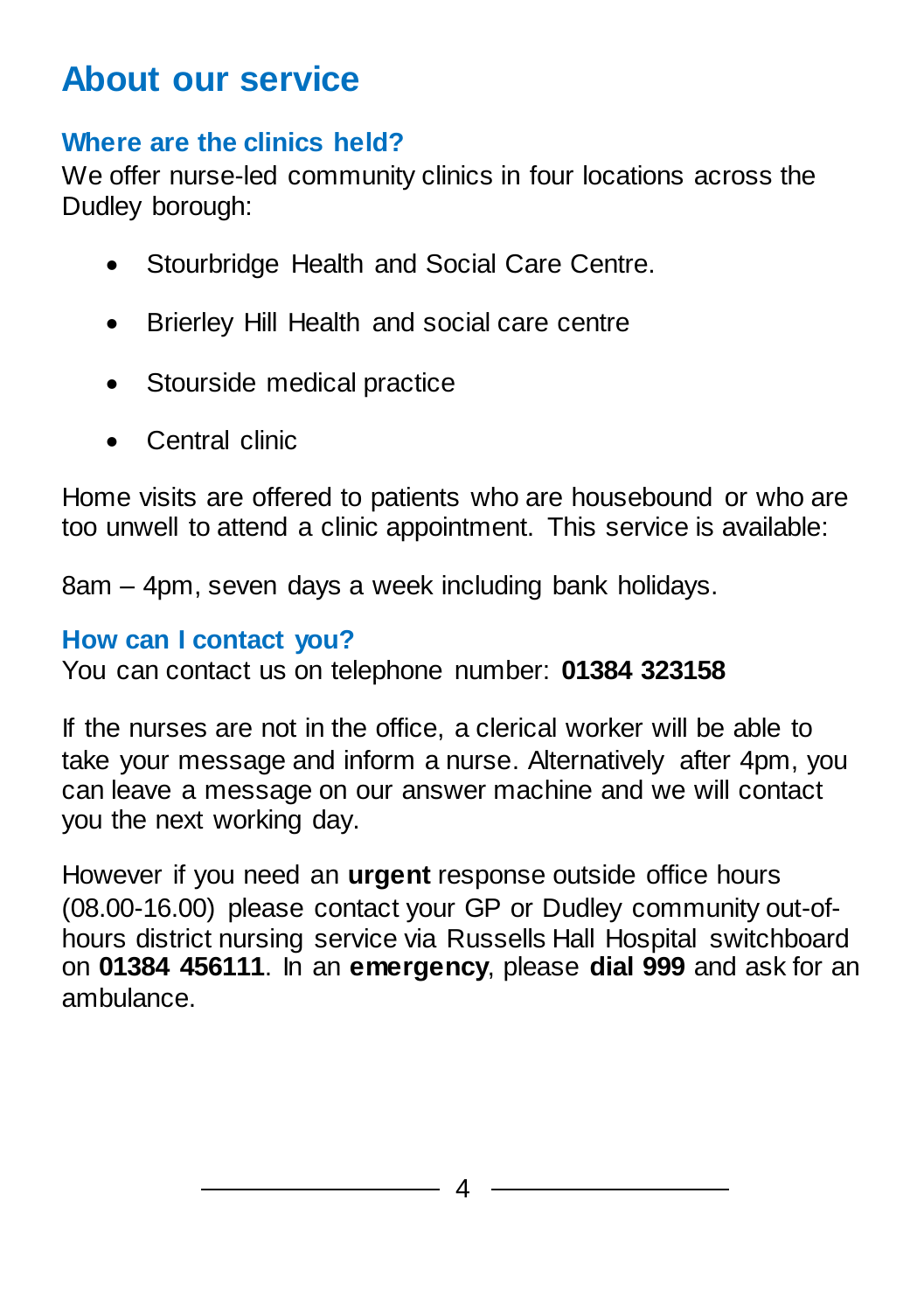# About our service

## Where are the clinics held?

We offer nurse-led community clinics in four locations across the Dudley borough:

- Stourbridge Health and Social Care Centre.
- Brierley Hill Health and social care centre
- Stourside medical practice
- Central clinic

Home visits are offered to patients who are housebound or who are too unwell to attend a clinic appointment. This service is available:

8am – 4pm, seven days a week including bank holidays.

## How can I contact you?

You can contact us on telephone number: **01384 323158**

If the nurses are not in the office, a clerical worker will be able to take your message and inform a nurse. Alternatively after 4pm, you can leave a message on our answer machine and we will contact you the next working day.

However if you need an **urgent** response outside office hours (08.00-16.00) please contact your GP or Dudley community out-of-hours district nursing service via Russells Hall Hospital switchboard on **01384 456111**. In an **emergency**, please **dial 999** and ask for an ambulance.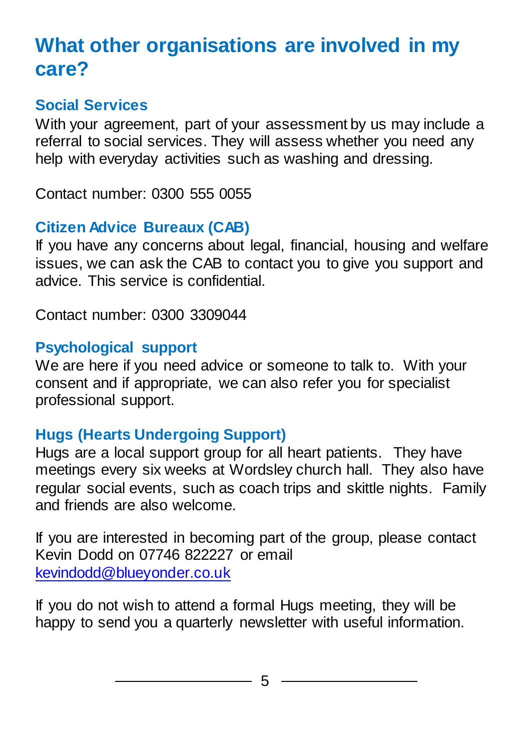## What other organisations are involved in my care?

### Social Services

With your agreement, part of your assessment by us may include a referral to social services. They will assess whether you need any help with everyday activities such as washing and dressing.

Contact number: 0300 555 0055

### Citizen Advice Bureaux (CAB)

If you have any concerns about legal, financial, housing and welfare issues, we can ask the CAB to contact you to give you support and advice. This service is confidential.

Contact number: 0300 3309044

### Psychological support

We are here if you need advice or someone to talk to. With your consent and if appropriate, we can also refer you for specialist professional support.

### Hugs (Hearts Undergoing Support)

Hugs are a local support group for all heart patients. They have meetings every six weeks at Wordsley church hall. They also have regular social events, such as coach trips and skittle nights. Family and friends are also welcome.

If you are interested in becoming part of the group, please contact Kevin Dodd on 07746 822227 or email [kevindodd@blueyonder.co.uk](mailto:kevindodd@blueyonder.co.uk)

If you do not wish to attend a formal Hugs meeting, they will be happy to send you a quarterly newsletter with useful information.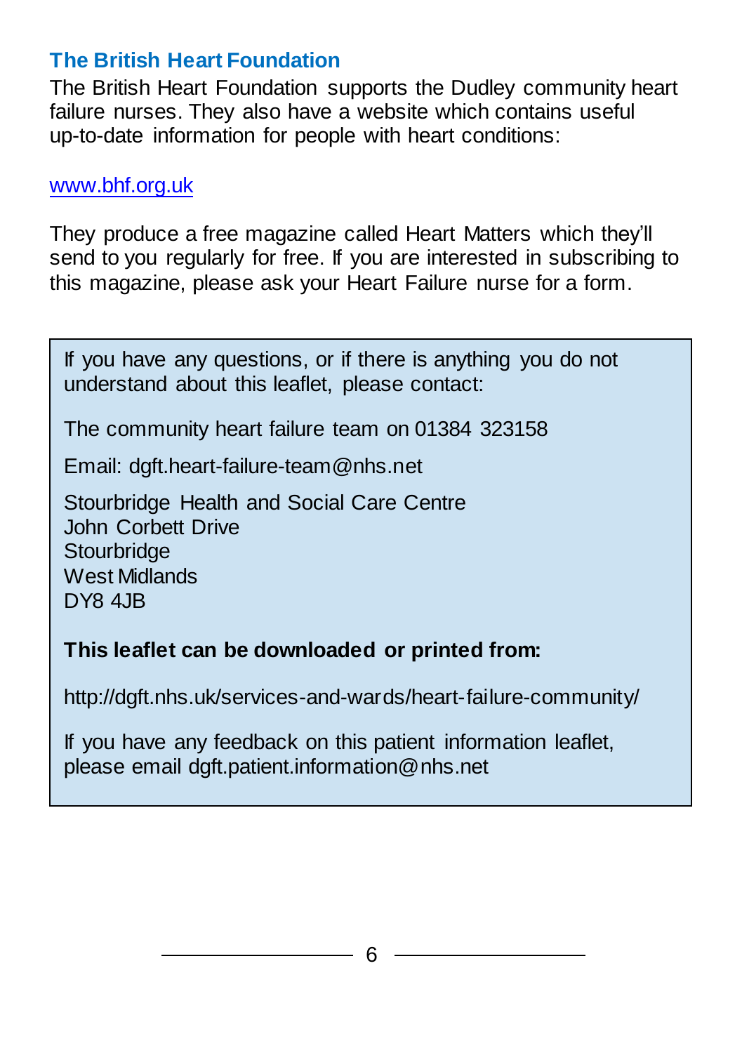## The British Heart Foundation

The British Heart Foundation supports the Dudley community heart failure nurses. They also have a website which contains useful up-to-date information for people with heart conditions:

www.bhf.org.uk

They produce a free magazine called Heart Matters which they'll send to you regularly for free. If you are interested in subscribing to this magazine, please ask your Heart Failure nurse for a form.

If you have any questions, or if there is anything you do not understand about this leaflet, please contact:

The community heart failure team on 01384 323158

Email: dgft.heart-failure-team@nhs.net

Stourbridge Health and Social Care Centre  
John Corbett Drive  
Stourbridge  
West Midlands  
DY8 4JB

**This leaflet can be downloaded or printed from:**

http://dgft.nhs.uk/services-and-wards/heart-failure-community/

If you have any feedback on this patient information leaflet, please email dgft.patient.information@nhs.net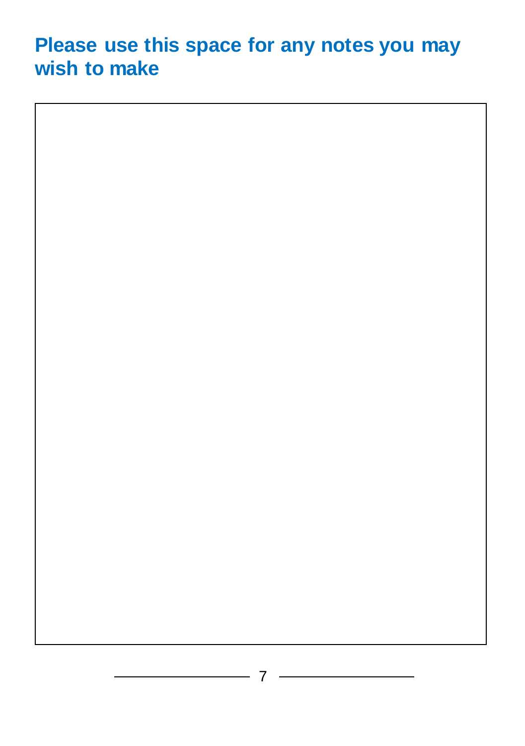## Please use this space for any notes you may wish to make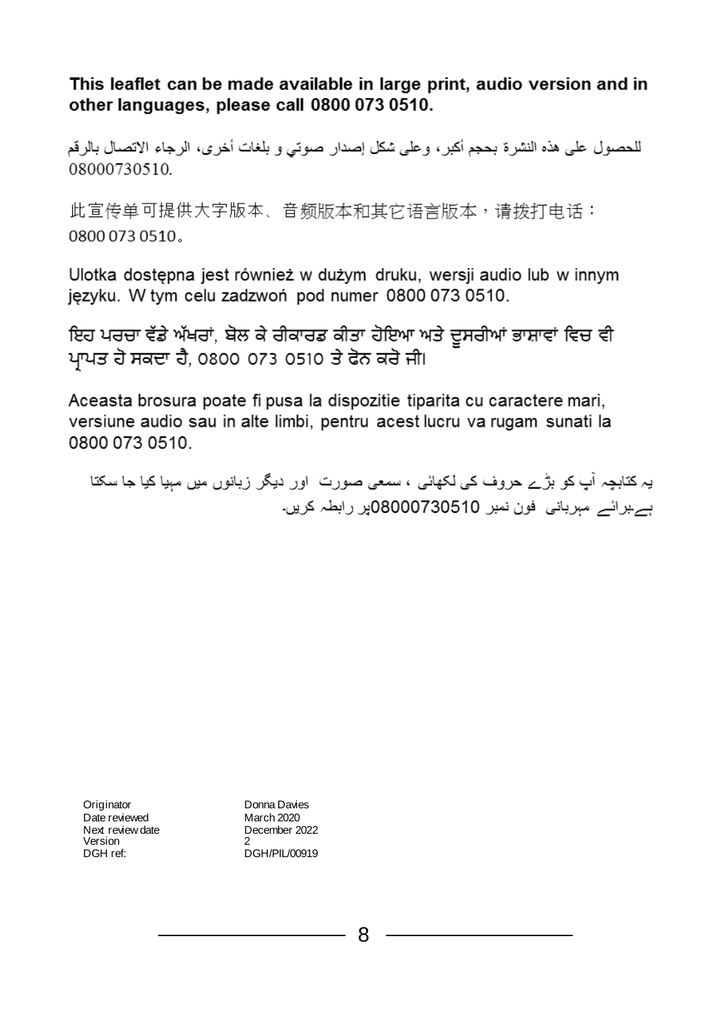**This leaflet can be made available in large print, audio version and in other languages, please call 0800 073 0510.**

للحصول على هذه النشرة بحجم أكبر، وعلى شكل إصدار صوتي و بلغات أخرى، الرجاء الاتصال بالرقم 08000730510.

此宣传单可提供大字版本、音频版本和其它语言版本，请拨打电话：0800 073 0510。

Ulotka dostępna jest również w dużym druku, wersji audio lub w innym języku. W tym celu zadzwoń pod numer 0800 073 0510.

ਇਹ ਪਰਚਾ ਵੱਡੇ ਅੱਖਰਾਂ, ਬੋਲ ਕੇ ਰੀਕਾਰਡ ਕੀਤਾ ਹੋਇਆ ਅਤੇ ਦੂਸਰੀਆਂ ਭਾਸ਼ਾਵਾਂ ਵਿਚ ਵੀ ਪ੍ਰਾਪਤ ਹੋ ਸਕਦਾ ਹੈ, 0800 073 0510 ਤੇ ਫੋਨ ਕਰੋ ਜੀ।

Aceasta brosura poate fi pusa la dispozitie tiparita cu caractere mari, versiune audio sau in alte limbi, pentru acest lucru va rugam sunati la 0800 073 0510.

یہ کتابچہ آپ کو بڑے حروف کی لکھائی ، سمعی صورت اور دیگر زبانوں میں مہیا کیا جا سکتا ہے۔برائے مہربانی فون نمبر 08000730510پر رابطہ کریں۔

| | |
|---|---|
| Originator | Donna Davies |
| Date reviewed | March 2020 |
| Next review date | December 2022 |
| Version | 2 |
| DGH ref: | DGH/PIL/00919 |